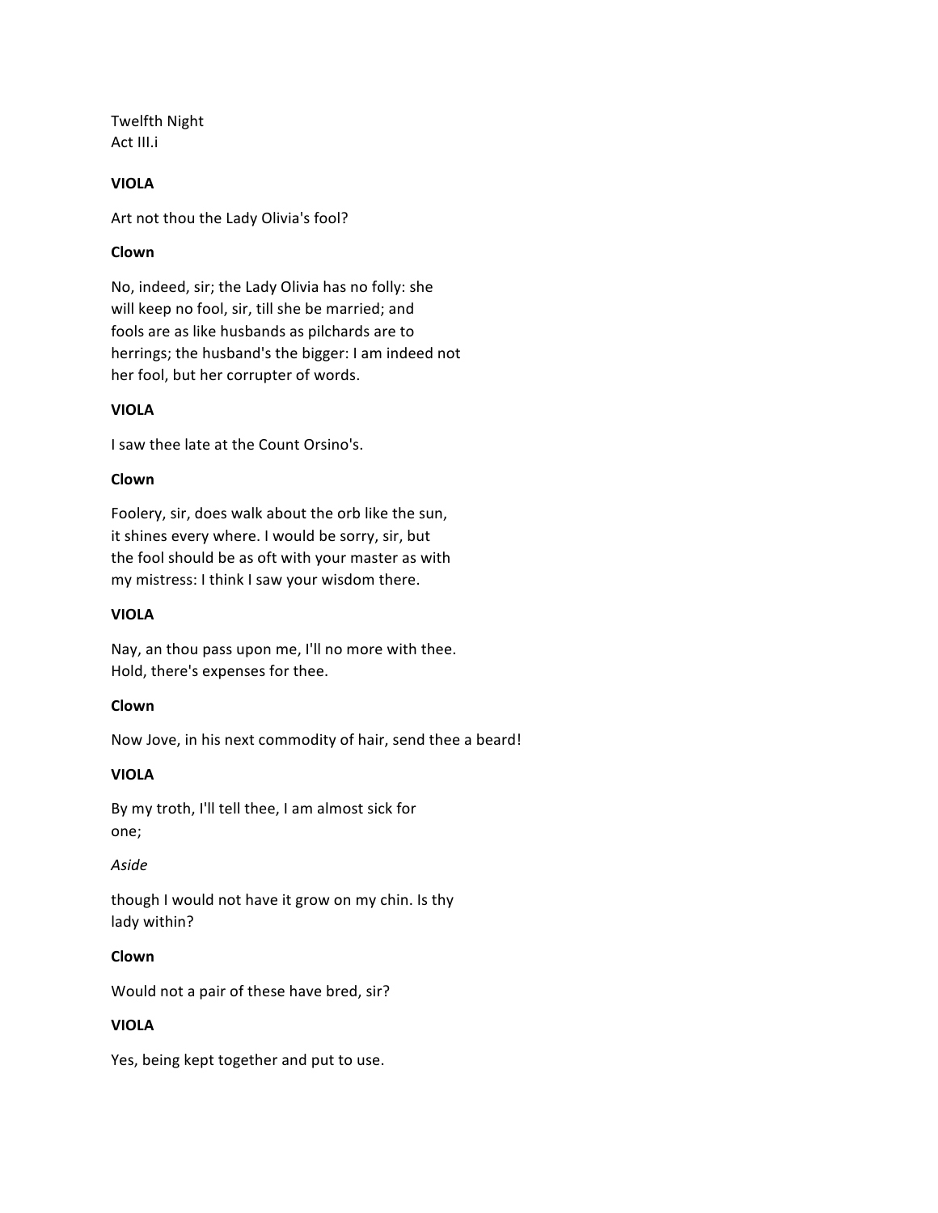Twelfth Night
Act III.i

**VIOLA**

Art not thou the Lady Olivia's fool?

**Clown**

No, indeed, sir; the Lady Olivia has no folly: she
will keep no fool, sir, till she be married; and
fools are as like husbands as pilchards are to
herrings; the husband's the bigger: I am indeed not
her fool, but her corrupter of words.

**VIOLA**

I saw thee late at the Count Orsino's.

**Clown**

Foolery, sir, does walk about the orb like the sun,
it shines every where. I would be sorry, sir, but
the fool should be as oft with your master as with
my mistress: I think I saw your wisdom there.

**VIOLA**

Nay, an thou pass upon me, I'll no more with thee.
Hold, there's expenses for thee.

**Clown**

Now Jove, in his next commodity of hair, send thee a beard!

**VIOLA**

By my troth, I'll tell thee, I am almost sick for
one;

*Aside*

though I would not have it grow on my chin. Is thy
lady within?

**Clown**

Would not a pair of these have bred, sir?

**VIOLA**

Yes, being kept together and put to use.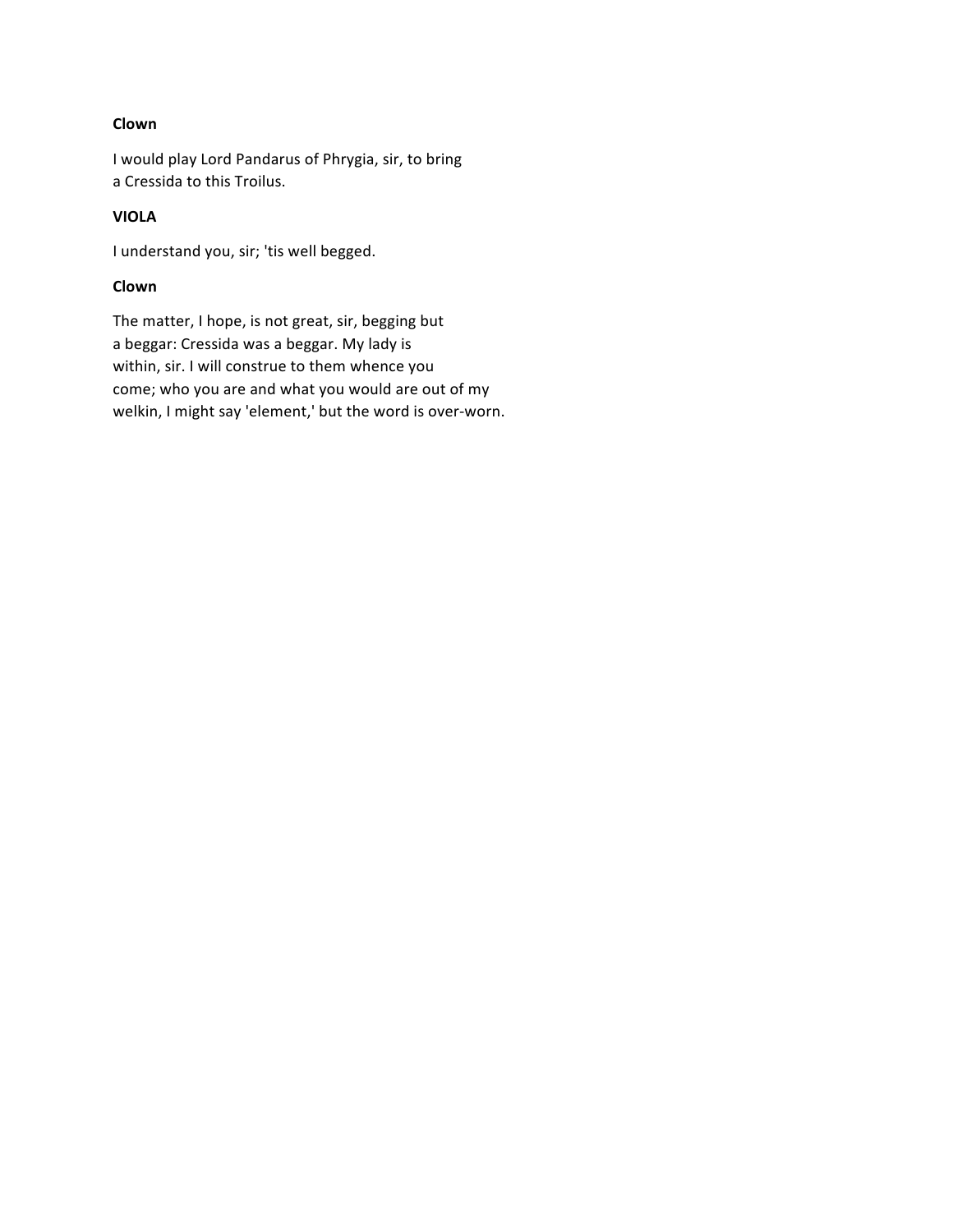**Clown**

I would play Lord Pandarus of Phrygia, sir, to bring
a Cressida to this Troilus.

**VIOLA**

I understand you, sir; 'tis well begged.

**Clown**

The matter, I hope, is not great, sir, begging but
a beggar: Cressida was a beggar. My lady is
within, sir. I will construe to them whence you
come; who you are and what you would are out of my
welkin, I might say 'element,' but the word is over-worn.